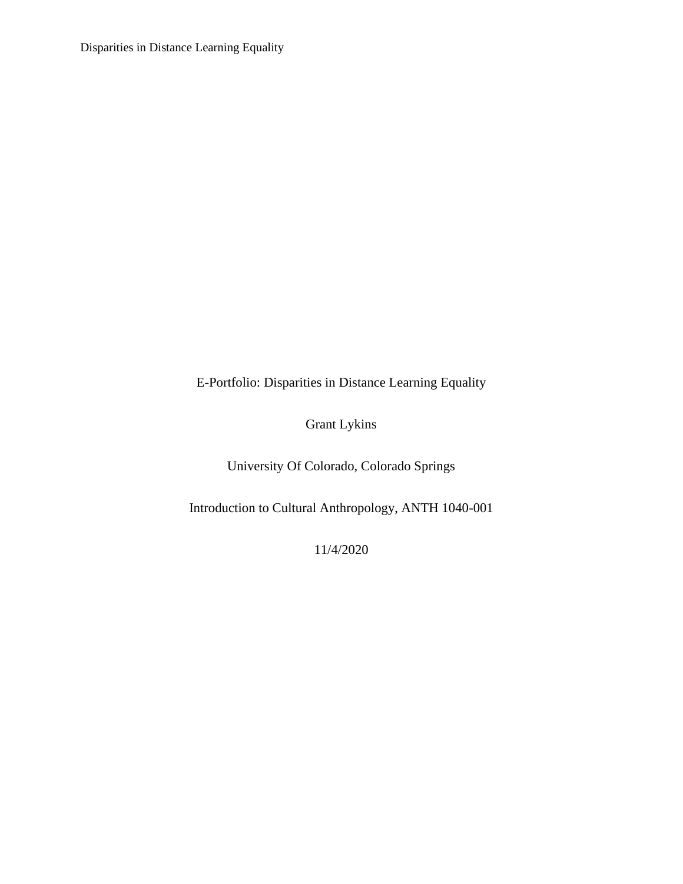# E-Portfolio: Disparities in Distance Learning Equality

Grant Lykins

University Of Colorado, Colorado Springs

Introduction to Cultural Anthropology, ANTH 1040-001

11/4/2020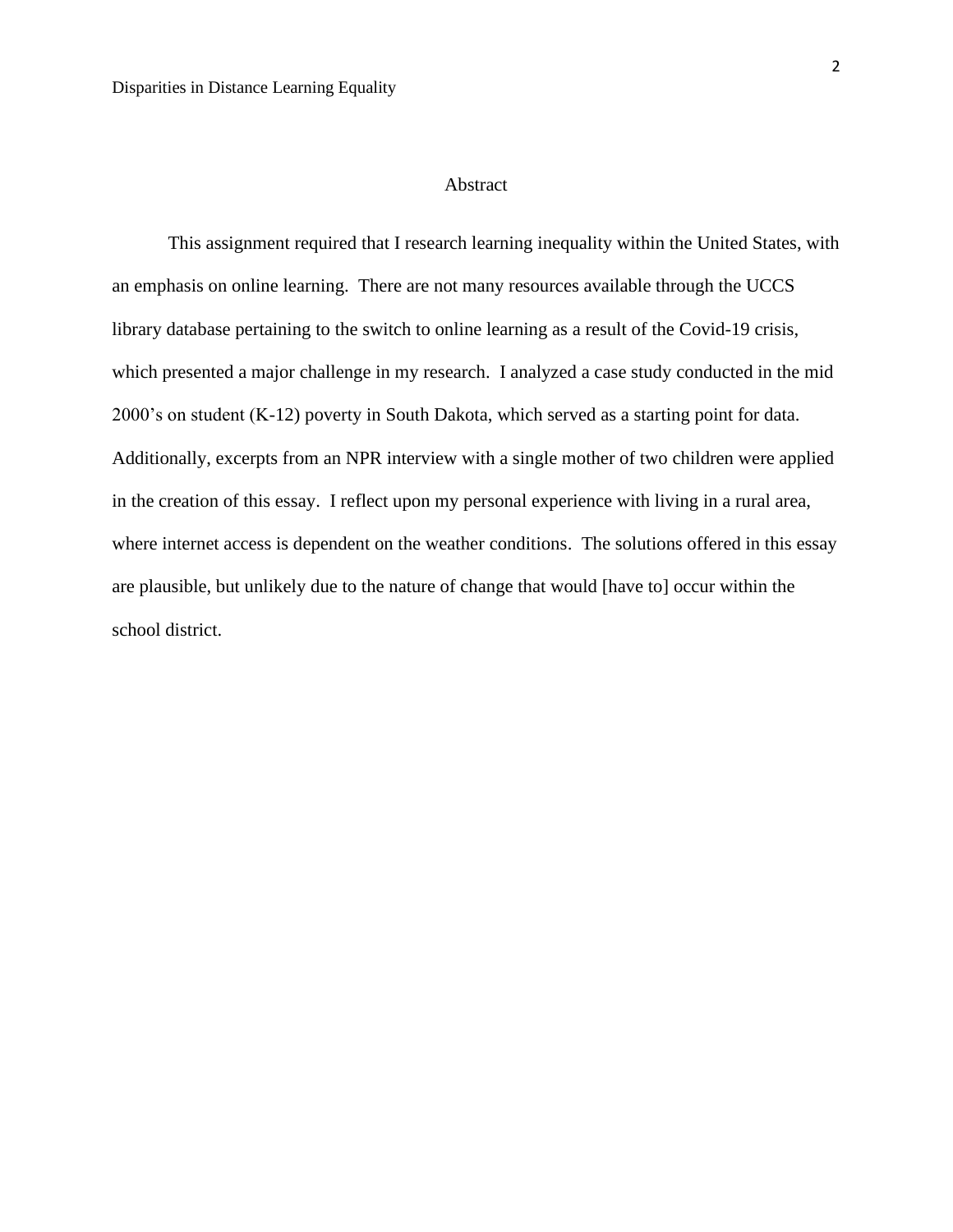# Abstract

This assignment required that I research learning inequality within the United States, with an emphasis on online learning. There are not many resources available through the UCCS library database pertaining to the switch to online learning as a result of the Covid-19 crisis, which presented a major challenge in my research. I analyzed a case study conducted in the mid 2000's on student (K-12) poverty in South Dakota, which served as a starting point for data. Additionally, excerpts from an NPR interview with a single mother of two children were applied in the creation of this essay. I reflect upon my personal experience with living in a rural area, where internet access is dependent on the weather conditions. The solutions offered in this essay are plausible, but unlikely due to the nature of change that would [have to] occur within the school district.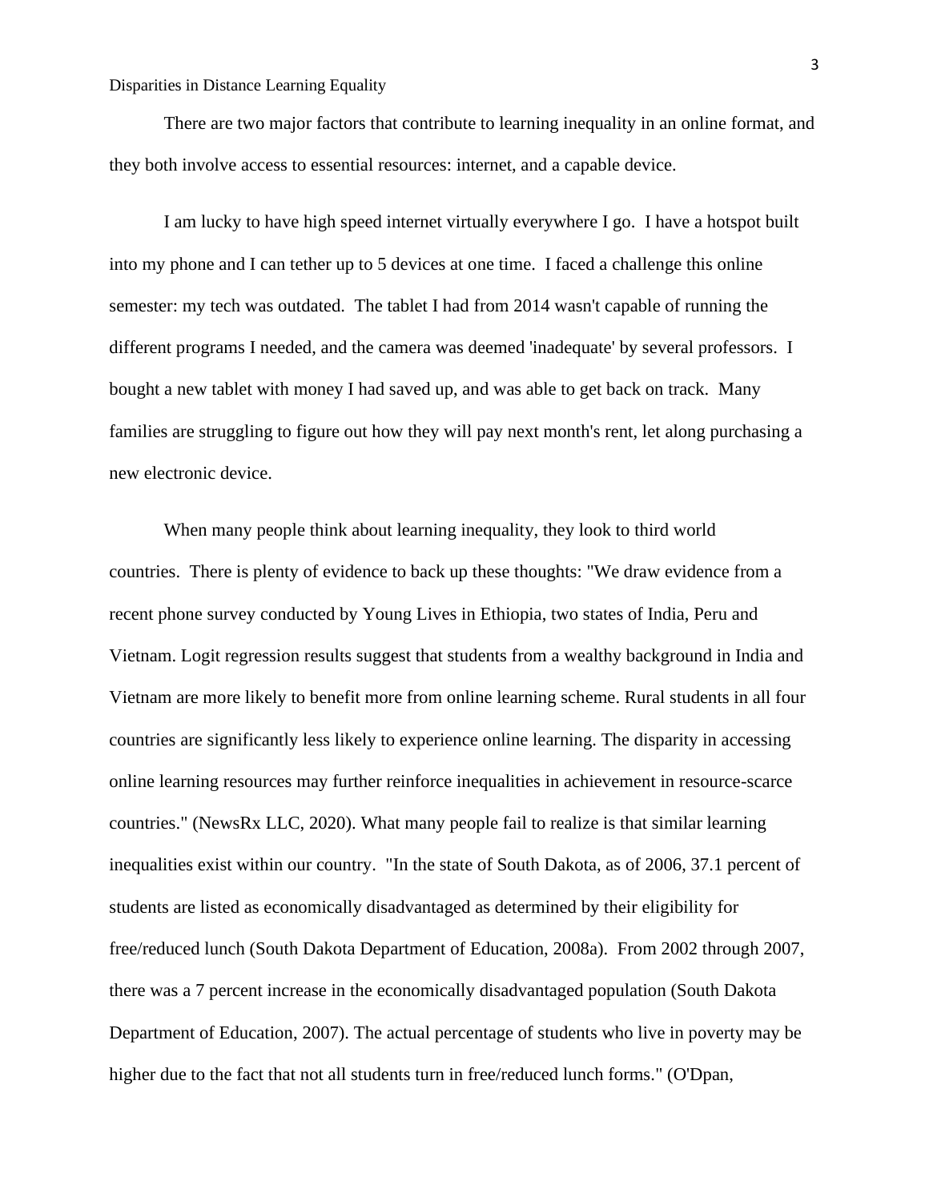There are two major factors that contribute to learning inequality in an online format, and they both involve access to essential resources: internet, and a capable device.

I am lucky to have high speed internet virtually everywhere I go. I have a hotspot built into my phone and I can tether up to 5 devices at one time. I faced a challenge this online semester: my tech was outdated. The tablet I had from 2014 wasn't capable of running the different programs I needed, and the camera was deemed 'inadequate' by several professors. I bought a new tablet with money I had saved up, and was able to get back on track. Many families are struggling to figure out how they will pay next month's rent, let along purchasing a new electronic device.

When many people think about learning inequality, they look to third world countries. There is plenty of evidence to back up these thoughts: "We draw evidence from a recent phone survey conducted by Young Lives in Ethiopia, two states of India, Peru and Vietnam. Logit regression results suggest that students from a wealthy background in India and Vietnam are more likely to benefit more from online learning scheme. Rural students in all four countries are significantly less likely to experience online learning. The disparity in accessing online learning resources may further reinforce inequalities in achievement in resource-scarce countries." (NewsRx LLC, 2020). What many people fail to realize is that similar learning inequalities exist within our country. "In the state of South Dakota, as of 2006, 37.1 percent of students are listed as economically disadvantaged as determined by their eligibility for free/reduced lunch (South Dakota Department of Education, 2008a). From 2002 through 2007, there was a 7 percent increase in the economically disadvantaged population (South Dakota Department of Education, 2007). The actual percentage of students who live in poverty may be higher due to the fact that not all students turn in free/reduced lunch forms." (O'Dpan,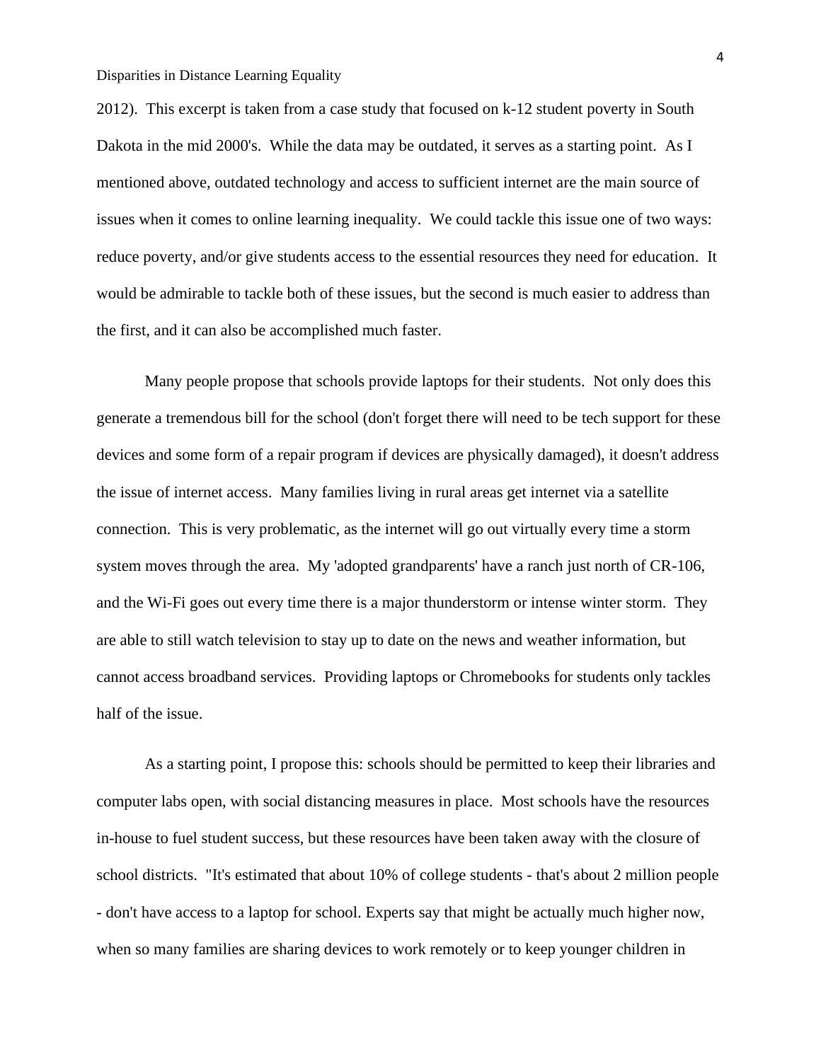2012). This excerpt is taken from a case study that focused on k-12 student poverty in South Dakota in the mid 2000's. While the data may be outdated, it serves as a starting point. As I mentioned above, outdated technology and access to sufficient internet are the main source of issues when it comes to online learning inequality. We could tackle this issue one of two ways: reduce poverty, and/or give students access to the essential resources they need for education. It would be admirable to tackle both of these issues, but the second is much easier to address than the first, and it can also be accomplished much faster.

Many people propose that schools provide laptops for their students. Not only does this generate a tremendous bill for the school (don't forget there will need to be tech support for these devices and some form of a repair program if devices are physically damaged), it doesn't address the issue of internet access. Many families living in rural areas get internet via a satellite connection. This is very problematic, as the internet will go out virtually every time a storm system moves through the area. My 'adopted grandparents' have a ranch just north of CR-106, and the Wi-Fi goes out every time there is a major thunderstorm or intense winter storm. They are able to still watch television to stay up to date on the news and weather information, but cannot access broadband services. Providing laptops or Chromebooks for students only tackles half of the issue.

As a starting point, I propose this: schools should be permitted to keep their libraries and computer labs open, with social distancing measures in place. Most schools have the resources in-house to fuel student success, but these resources have been taken away with the closure of school districts. "It's estimated that about 10% of college students - that's about 2 million people - don't have access to a laptop for school. Experts say that might be actually much higher now, when so many families are sharing devices to work remotely or to keep younger children in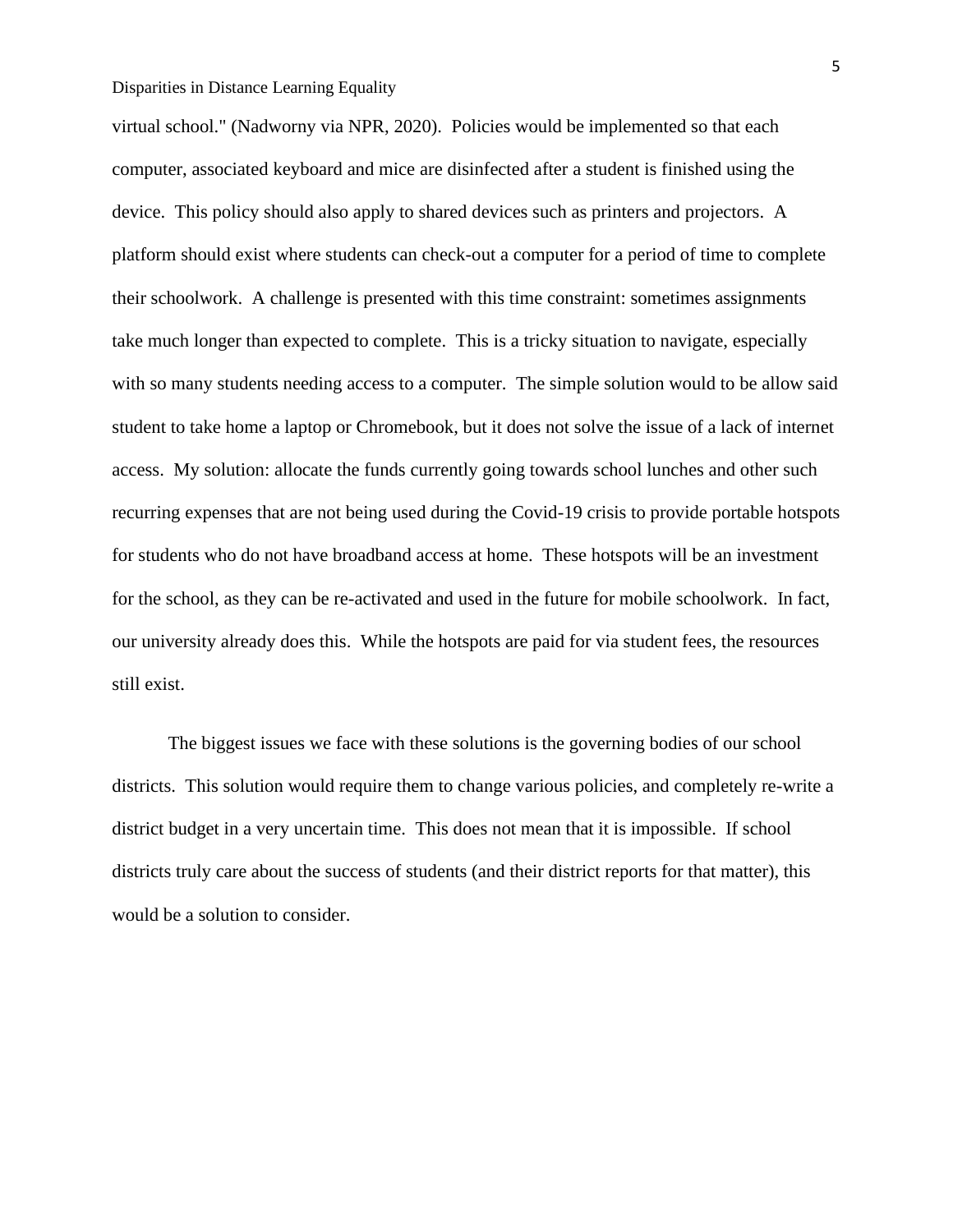virtual school." (Nadworny via NPR, 2020). Policies would be implemented so that each computer, associated keyboard and mice are disinfected after a student is finished using the device. This policy should also apply to shared devices such as printers and projectors. A platform should exist where students can check-out a computer for a period of time to complete their schoolwork. A challenge is presented with this time constraint: sometimes assignments take much longer than expected to complete. This is a tricky situation to navigate, especially with so many students needing access to a computer. The simple solution would to be allow said student to take home a laptop or Chromebook, but it does not solve the issue of a lack of internet access. My solution: allocate the funds currently going towards school lunches and other such recurring expenses that are not being used during the Covid-19 crisis to provide portable hotspots for students who do not have broadband access at home. These hotspots will be an investment for the school, as they can be re-activated and used in the future for mobile schoolwork. In fact, our university already does this. While the hotspots are paid for via student fees, the resources still exist.

The biggest issues we face with these solutions is the governing bodies of our school districts. This solution would require them to change various policies, and completely re-write a district budget in a very uncertain time. This does not mean that it is impossible. If school districts truly care about the success of students (and their district reports for that matter), this would be a solution to consider.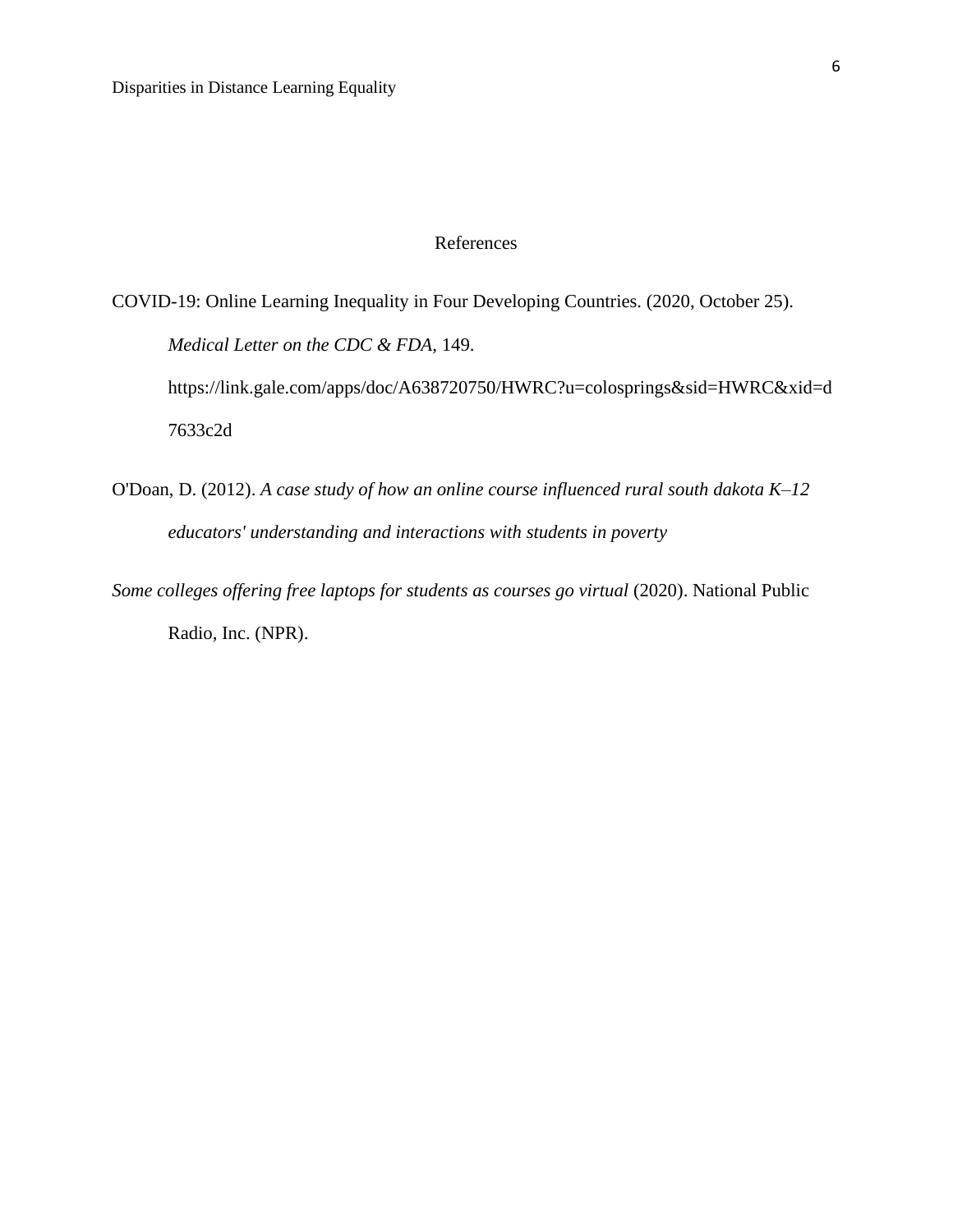# References

COVID-19: Online Learning Inequality in Four Developing Countries. (2020, October 25). *Medical Letter on the CDC & FDA*, 149. https://link.gale.com/apps/doc/A638720750/HWRC?u=colosprings&sid=HWRC&xid=d7633c2d

O'Doan, D. (2012). *A case study of how an online course influenced rural south dakota K–12 educators' understanding and interactions with students in poverty*

*Some colleges offering free laptops for students as courses go virtual* (2020). National Public Radio, Inc. (NPR).